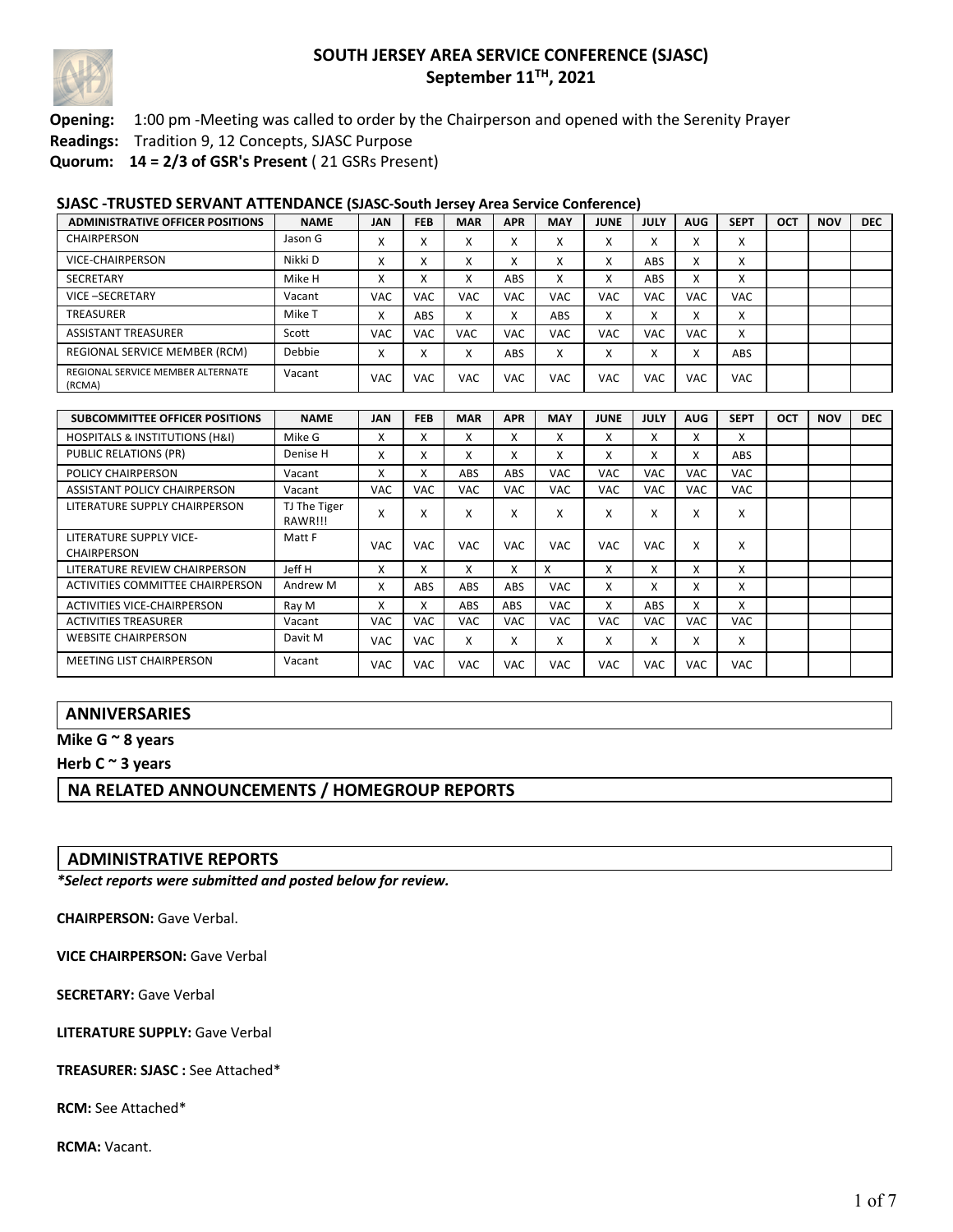# SOUTH JERSEY AREA SERVICE CONFERENCE (SJASC)
## September 11TH, 2021

**Opening:** 1:00 pm -Meeting was called to order by the Chairperson and opened with the Serenity Prayer
**Readings:** Tradition 9, 12 Concepts, SJASC Purpose
**Quorum: 14 = 2/3 of GSR's Present** ( 21 GSRs Present)

**SJASC -TRUSTED SERVANT ATTENDANCE (SJASC-South Jersey Area Service Conference)**

| ADMINISTRATIVE OFFICER POSITIONS | NAME | JAN | FEB | MAR | APR | MAY | JUNE | JULY | AUG | SEPT | OCT | NOV | DEC |
|---|---|---|---|---|---|---|---|---|---|---|---|---|---|
| CHAIRPERSON | Jason G | X | X | X | X | X | X | X | X | X | | | |
| VICE-CHAIRPERSON | Nikki D | X | X | X | X | X | X | ABS | X | X | | | |
| SECRETARY | Mike H | X | X | X | ABS | X | X | ABS | X | X | | | |
| VICE –SECRETARY | Vacant | VAC | VAC | VAC | VAC | VAC | VAC | VAC | VAC | VAC | | | |
| TREASURER | Mike T | X | ABS | X | X | ABS | X | X | X | X | | | |
| ASSISTANT TREASURER | Scott | VAC | VAC | VAC | VAC | VAC | VAC | VAC | VAC | X | | | |
| REGIONAL SERVICE MEMBER (RCM) | Debbie | X | X | X | ABS | X | X | X | X | ABS | | | |
| REGIONAL SERVICE MEMBER ALTERNATE (RCMA) | Vacant | VAC | VAC | VAC | VAC | VAC | VAC | VAC | VAC | VAC | | | |

| SUBCOMMITTEE OFFICER POSITIONS | NAME | JAN | FEB | MAR | APR | MAY | JUNE | JULY | AUG | SEPT | OCT | NOV | DEC |
|---|---|---|---|---|---|---|---|---|---|---|---|---|---|
| HOSPITALS & INSTITUTIONS (H&I) | Mike G | X | X | X | X | X | X | X | X | X | | | |
| PUBLIC RELATIONS (PR) | Denise H | X | X | X | X | X | X | X | X | ABS | | | |
| POLICY CHAIRPERSON | Vacant | X | X | ABS | ABS | VAC | VAC | VAC | VAC | VAC | | | |
| ASSISTANT POLICY CHAIRPERSON | Vacant | VAC | VAC | VAC | VAC | VAC | VAC | VAC | VAC | VAC | | | |
| LITERATURE SUPPLY CHAIRPERSON | TJ The Tiger RAWR!!! | X | X | X | X | X | X | X | X | X | | | |
| LITERATURE SUPPLY VICE-CHAIRPERSON | Matt F | VAC | VAC | VAC | VAC | VAC | VAC | VAC | X | X | | | |
| LITERATURE REVIEW CHAIRPERSON | Jeff H | X | X | X | X | X | X | X | X | X | | | |
| ACTIVITIES COMMITTEE CHAIRPERSON | Andrew M | X | ABS | ABS | ABS | VAC | X | X | X | X | | | |
| ACTIVITIES VICE-CHAIRPERSON | Ray M | X | X | ABS | ABS | VAC | X | ABS | X | X | | | |
| ACTIVITIES TREASURER | Vacant | VAC | VAC | VAC | VAC | VAC | VAC | VAC | VAC | VAC | | | |
| WEBSITE CHAIRPERSON | Davit M | VAC | VAC | X | X | X | X | X | X | X | | | |
| MEETING LIST CHAIRPERSON | Vacant | VAC | VAC | VAC | VAC | VAC | VAC | VAC | VAC | VAC | | | |

## ANNIVERSARIES

**Mike G ~ 8 years**

**Herb C ~ 3 years**

## NA RELATED ANNOUNCEMENTS / HOMEGROUP REPORTS

## ADMINISTRATIVE REPORTS

***Select reports were submitted and posted below for review.***

**CHAIRPERSON:** Gave Verbal.

**VICE CHAIRPERSON:** Gave Verbal

**SECRETARY:** Gave Verbal

**LITERATURE SUPPLY:** Gave Verbal

**TREASURER: SJASC :** See Attached*

**RCM:** See Attached*

**RCMA:** Vacant.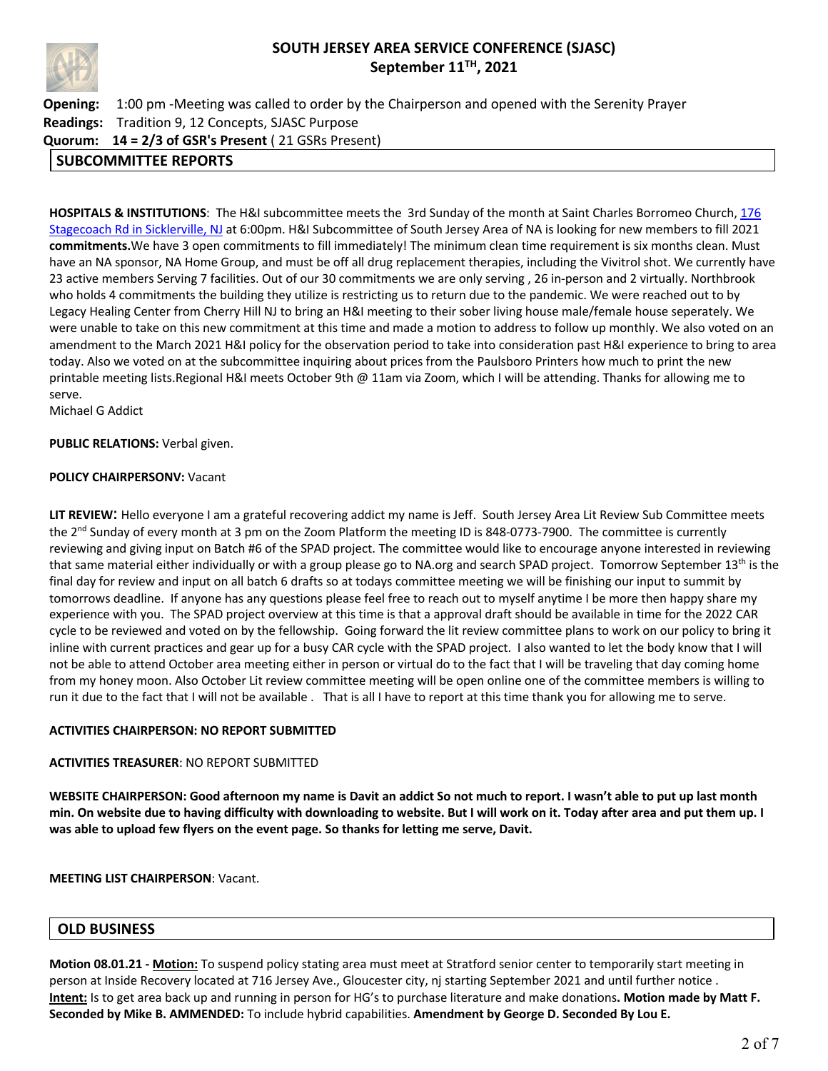# SOUTH JERSEY AREA SERVICE CONFERENCE (SJASC)
## September 11TH, 2021

**Opening:** 1:00 pm -Meeting was called to order by the Chairperson and opened with the Serenity Prayer
**Readings:** Tradition 9, 12 Concepts, SJASC Purpose
**Quorum: 14 = 2/3 of GSR's Present** ( 21 GSRs Present)

## SUBCOMMITTEE REPORTS

**HOSPITALS & INSTITUTIONS**: The H&I subcommittee meets the 3rd Sunday of the month at Saint Charles Borromeo Church, 176 Stagecoach Rd in Sicklerville, NJ at 6:00pm. H&I Subcommittee of South Jersey Area of NA is looking for new members to fill 2021 **commitments.**We have 3 open commitments to fill immediately! The minimum clean time requirement is six months clean. Must have an NA sponsor, NA Home Group, and must be off all drug replacement therapies, including the Vivitrol shot. We currently have 23 active members Serving 7 facilities. Out of our 30 commitments we are only serving , 26 in-person and 2 virtually. Northbrook who holds 4 commitments the building they utilize is restricting us to return due to the pandemic. We were reached out to by Legacy Healing Center from Cherry Hill NJ to bring an H&I meeting to their sober living house male/female house seperately. We were unable to take on this new commitment at this time and made a motion to address to follow up monthly. We also voted on an amendment to the March 2021 H&I policy for the observation period to take into consideration past H&I experience to bring to area today. Also we voted on at the subcommittee inquiring about prices from the Paulsboro Printers how much to print the new printable meeting lists.Regional H&I meets October 9th @ 11am via Zoom, which I will be attending. Thanks for allowing me to serve.
Michael G Addict

**PUBLIC RELATIONS:** Verbal given.

**POLICY CHAIRPERSONV:** Vacant

**LIT REVIEW**: Hello everyone I am a grateful recovering addict my name is Jeff. South Jersey Area Lit Review Sub Committee meets the 2nd Sunday of every month at 3 pm on the Zoom Platform the meeting ID is 848-0773-7900. The committee is currently reviewing and giving input on Batch #6 of the SPAD project. The committee would like to encourage anyone interested in reviewing that same material either individually or with a group please go to NA.org and search SPAD project. Tomorrow September 13th is the final day for review and input on all batch 6 drafts so at todays committee meeting we will be finishing our input to summit by tomorrows deadline. If anyone has any questions please feel free to reach out to myself anytime I be more then happy share my experience with you. The SPAD project overview at this time is that a approval draft should be available in time for the 2022 CAR cycle to be reviewed and voted on by the fellowship. Going forward the lit review committee plans to work on our policy to bring it inline with current practices and gear up for a busy CAR cycle with the SPAD project. I also wanted to let the body know that I will not be able to attend October area meeting either in person or virtual do to the fact that I will be traveling that day coming home from my honey moon. Also October Lit review committee meeting will be open online one of the committee members is willing to run it due to the fact that I will not be available . That is all I have to report at this time thank you for allowing me to serve.

**ACTIVITIES CHAIRPERSON: NO REPORT SUBMITTED**

**ACTIVITIES TREASURER**: NO REPORT SUBMITTED

**WEBSITE CHAIRPERSON: Good afternoon my name is Davit an addict So not much to report. I wasn't able to put up last month min. On website due to having difficulty with downloading to website. But I will work on it. Today after area and put them up. I was able to upload few flyers on the event page. So thanks for letting me serve, Davit.**

**MEETING LIST CHAIRPERSON**: Vacant.

## OLD BUSINESS

**Motion 08.01.21 - Motion:** To suspend policy stating area must meet at Stratford senior center to temporarily start meeting in person at Inside Recovery located at 716 Jersey Ave., Gloucester city, nj starting September 2021 and until further notice . **Intent:** Is to get area back up and running in person for HG's to purchase literature and make donations**. Motion made by Matt F. Seconded by Mike B. AMMENDED:** To include hybrid capabilities. **Amendment by George D. Seconded By Lou E.**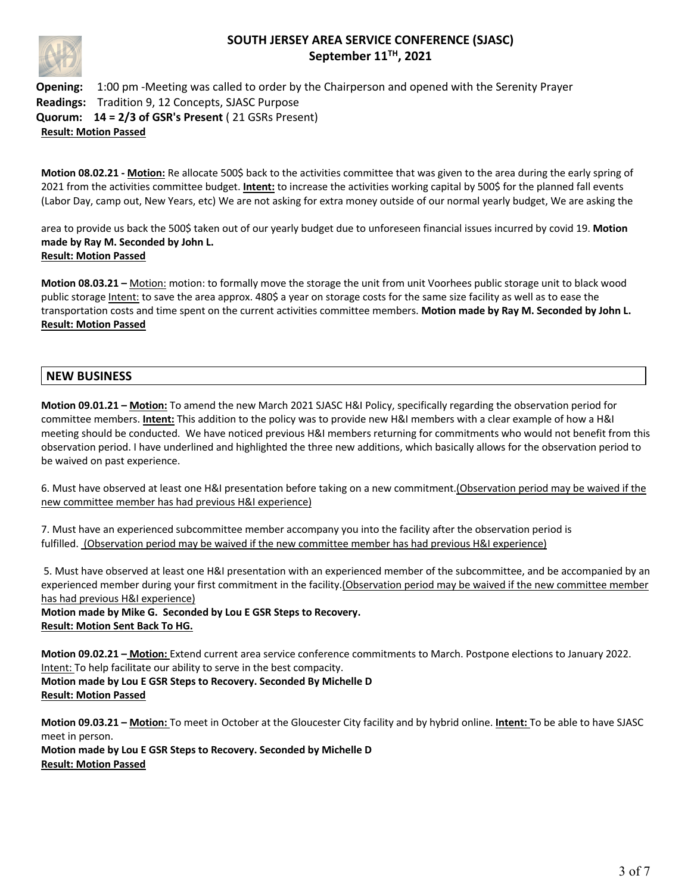## SOUTH JERSEY AREA SERVICE CONFERENCE (SJASC)
## September 11TH, 2021

**Opening:** 1:00 pm -Meeting was called to order by the Chairperson and opened with the Serenity Prayer
**Readings:** Tradition 9, 12 Concepts, SJASC Purpose
**Quorum:** **14 = 2/3 of GSR's Present** ( 21 GSRs Present)
**Result: Motion Passed**

**Motion 08.02.21 - Motion:** Re allocate 500$ back to the activities committee that was given to the area during the early spring of 2021 from the activities committee budget. **Intent:** to increase the activities working capital by 500$ for the planned fall events (Labor Day, camp out, New Years, etc) We are not asking for extra money outside of our normal yearly budget, We are asking the area to provide us back the 500$ taken out of our yearly budget due to unforeseen financial issues incurred by covid 19. **Motion made by Ray M. Seconded by John L.**
**Result: Motion Passed**

**Motion 08.03.21 –** Motion: motion: to formally move the storage the unit from unit Voorhees public storage unit to black wood public storage Intent: to save the area approx. 480$ a year on storage costs for the same size facility as well as to ease the transportation costs and time spent on the current activities committee members. **Motion made by Ray M. Seconded by John L.**
**Result: Motion Passed**

## NEW BUSINESS

**Motion 09.01.21 – Motion:** To amend the new March 2021 SJASC H&I Policy, specifically regarding the observation period for committee members. **Intent:** This addition to the policy was to provide new H&I members with a clear example of how a H&I meeting should be conducted. We have noticed previous H&I members returning for commitments who would not benefit from this observation period. I have underlined and highlighted the three new additions, which basically allows for the observation period to be waived on past experience.

6. Must have observed at least one H&I presentation before taking on a new commitment.(Observation period may be waived if the new committee member has had previous H&I experience)

7. Must have an experienced subcommittee member accompany you into the facility after the observation period is fulfilled. (Observation period may be waived if the new committee member has had previous H&I experience)

5. Must have observed at least one H&I presentation with an experienced member of the subcommittee, and be accompanied by an experienced member during your first commitment in the facility.(Observation period may be waived if the new committee member has had previous H&I experience)

**Motion made by Mike G. Seconded by Lou E GSR Steps to Recovery.**
**Result: Motion Sent Back To HG.**

**Motion 09.02.21 – Motion:** Extend current area service conference commitments to March. Postpone elections to January 2022. Intent: To help facilitate our ability to serve in the best compacity.
**Motion made by Lou E GSR Steps to Recovery. Seconded By Michelle D**
**Result: Motion Passed**

**Motion 09.03.21 – Motion:** To meet in October at the Gloucester City facility and by hybrid online. **Intent:** To be able to have SJASC meet in person.
**Motion made by Lou E GSR Steps to Recovery. Seconded by Michelle D**
**Result: Motion Passed**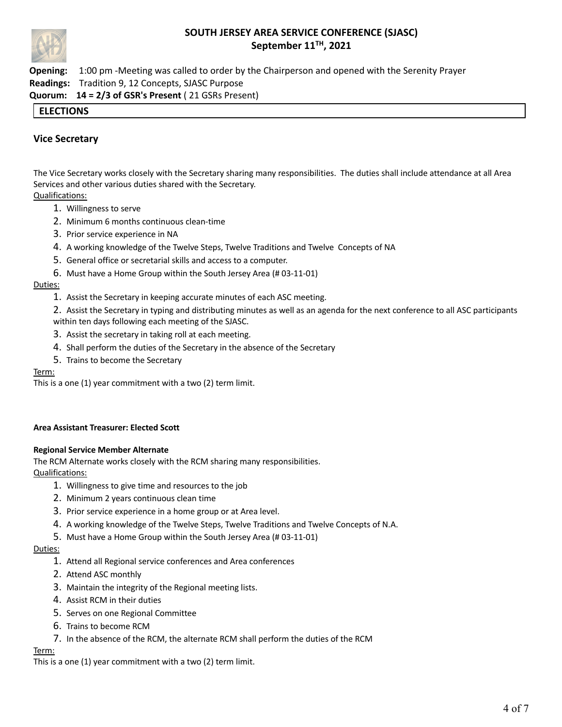# SOUTH JERSEY AREA SERVICE CONFERENCE (SJASC)

## September 11TH, 2021

**Opening:** 1:00 pm -Meeting was called to order by the Chairperson and opened with the Serenity Prayer
**Readings:** Tradition 9, 12 Concepts, SJASC Purpose
**Quorum:** **14 = 2/3 of GSR's Present** ( 21 GSRs Present)

## ELECTIONS

### Vice Secretary

The Vice Secretary works closely with the Secretary sharing many responsibilities. The duties shall include attendance at all Area Services and other various duties shared with the Secretary.

Qualifications:

1. Willingness to serve
2. Minimum 6 months continuous clean-time
3. Prior service experience in NA
4. A working knowledge of the Twelve Steps, Twelve Traditions and Twelve Concepts of NA
5. General office or secretarial skills and access to a computer.
6. Must have a Home Group within the South Jersey Area (# 03-11-01)

Duties:

1. Assist the Secretary in keeping accurate minutes of each ASC meeting.
2. Assist the Secretary in typing and distributing minutes as well as an agenda for the next conference to all ASC participants within ten days following each meeting of the SJASC.
3. Assist the secretary in taking roll at each meeting.
4. Shall perform the duties of the Secretary in the absence of the Secretary
5. Trains to become the Secretary

Term:
This is a one (1) year commitment with a two (2) term limit.

**Area Assistant Treasurer: Elected Scott**

**Regional Service Member Alternate**
The RCM Alternate works closely with the RCM sharing many responsibilities.

Qualifications:

1. Willingness to give time and resources to the job
2. Minimum 2 years continuous clean time
3. Prior service experience in a home group or at Area level.
4. A working knowledge of the Twelve Steps, Twelve Traditions and Twelve Concepts of N.A.
5. Must have a Home Group within the South Jersey Area (# 03-11-01)

Duties:

1. Attend all Regional service conferences and Area conferences
2. Attend ASC monthly
3. Maintain the integrity of the Regional meeting lists.
4. Assist RCM in their duties
5. Serves on one Regional Committee
6. Trains to become RCM
7. In the absence of the RCM, the alternate RCM shall perform the duties of the RCM

Term:
This is a one (1) year commitment with a two (2) term limit.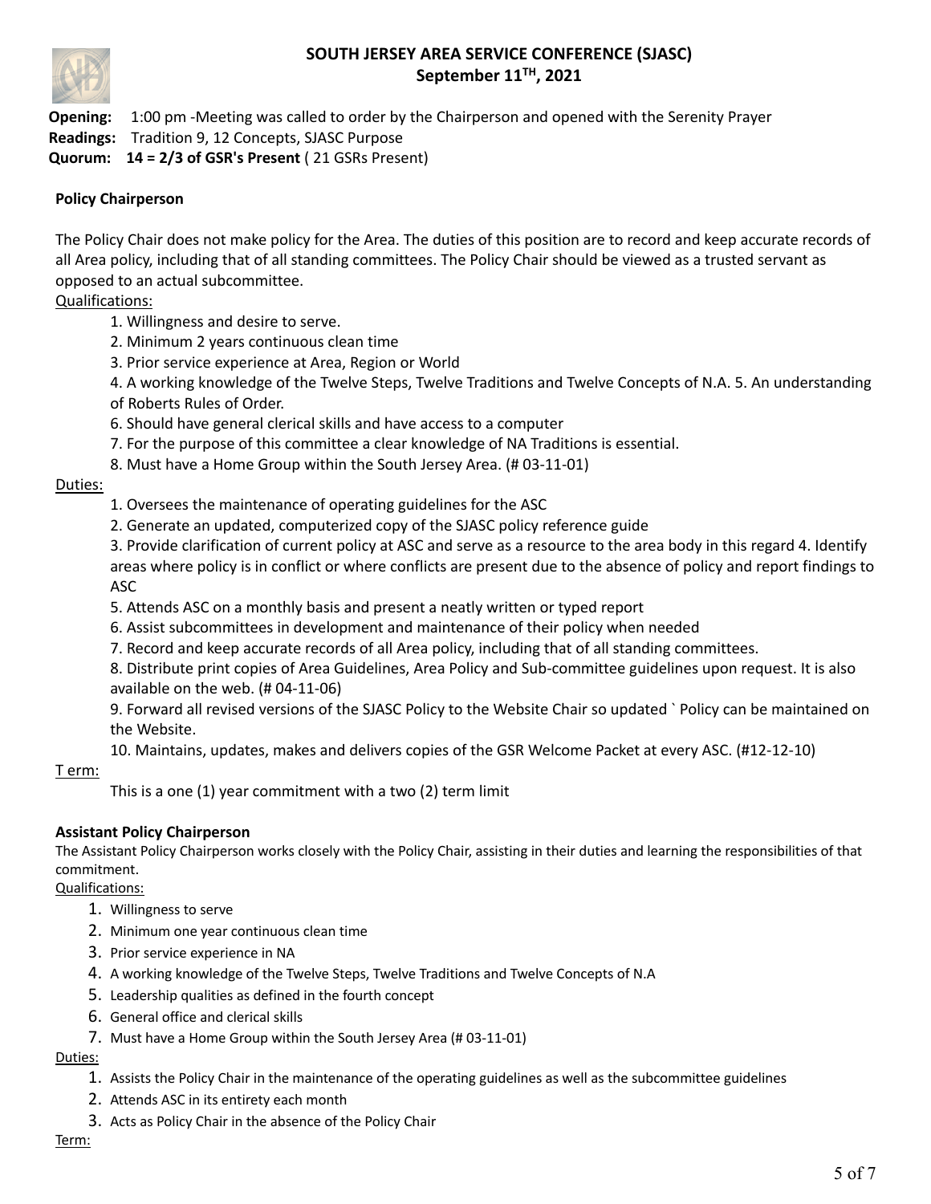# SOUTH JERSEY AREA SERVICE CONFERENCE (SJASC)

## September 11TH, 2021

**Opening:** 1:00 pm -Meeting was called to order by the Chairperson and opened with the Serenity Prayer
**Readings:** Tradition 9, 12 Concepts, SJASC Purpose
**Quorum:** **14 = 2/3 of GSR's Present** ( 21 GSRs Present)

### Policy Chairperson

The Policy Chair does not make policy for the Area. The duties of this position are to record and keep accurate records of all Area policy, including that of all standing committees. The Policy Chair should be viewed as a trusted servant as opposed to an actual subcommittee.

Qualifications:

1. Willingness and desire to serve.
2. Minimum 2 years continuous clean time
3. Prior service experience at Area, Region or World
4. A working knowledge of the Twelve Steps, Twelve Traditions and Twelve Concepts of N.A. 5. An understanding of Roberts Rules of Order.
6. Should have general clerical skills and have access to a computer
7. For the purpose of this committee a clear knowledge of NA Traditions is essential.
8. Must have a Home Group within the South Jersey Area. (# 03-11-01)

Duties:

1. Oversees the maintenance of operating guidelines for the ASC
2. Generate an updated, computerized copy of the SJASC policy reference guide
3. Provide clarification of current policy at ASC and serve as a resource to the area body in this regard 4. Identify areas where policy is in conflict or where conflicts are present due to the absence of policy and report findings to ASC
5. Attends ASC on a monthly basis and present a neatly written or typed report
6. Assist subcommittees in development and maintenance of their policy when needed
7. Record and keep accurate records of all Area policy, including that of all standing committees.
8. Distribute print copies of Area Guidelines, Area Policy and Sub-committee guidelines upon request. It is also available on the web. (# 04-11-06)
9. Forward all revised versions of the SJASC Policy to the Website Chair so updated ` Policy can be maintained on the Website.
10. Maintains, updates, makes and delivers copies of the GSR Welcome Packet at every ASC. (#12-12-10)

T erm:

This is a one (1) year commitment with a two (2) term limit

### Assistant Policy Chairperson

The Assistant Policy Chairperson works closely with the Policy Chair, assisting in their duties and learning the responsibilities of that commitment.

Qualifications:

1. Willingness to serve
2. Minimum one year continuous clean time
3. Prior service experience in NA
4. A working knowledge of the Twelve Steps, Twelve Traditions and Twelve Concepts of N.A
5. Leadership qualities as defined in the fourth concept
6. General office and clerical skills
7. Must have a Home Group within the South Jersey Area (# 03-11-01)

Duties:

1. Assists the Policy Chair in the maintenance of the operating guidelines as well as the subcommittee guidelines
2. Attends ASC in its entirety each month
3. Acts as Policy Chair in the absence of the Policy Chair

Term: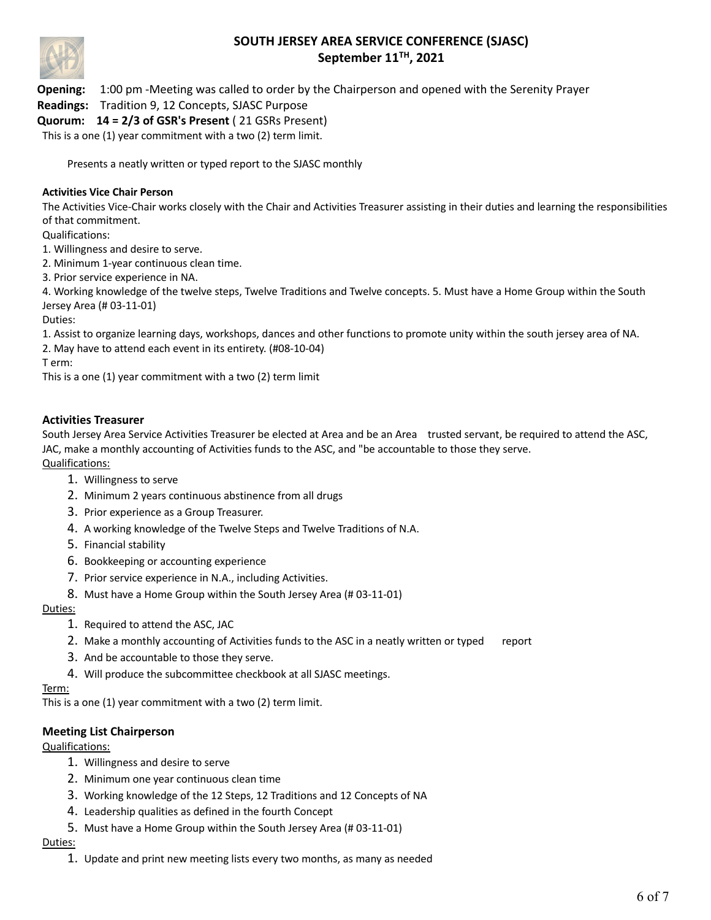# SOUTH JERSEY AREA SERVICE CONFERENCE (SJASC)
## September 11TH, 2021

**Opening:** 1:00 pm -Meeting was called to order by the Chairperson and opened with the Serenity Prayer
**Readings:** Tradition 9, 12 Concepts, SJASC Purpose
**Quorum: 14 = 2/3 of GSR's Present** ( 21 GSRs Present)

This is a one (1) year commitment with a two (2) term limit.

Presents a neatly written or typed report to the SJASC monthly

**Activities Vice Chair Person**

The Activities Vice-Chair works closely with the Chair and Activities Treasurer assisting in their duties and learning the responsibilities of that commitment.

Qualifications:

1. Willingness and desire to serve.
2. Minimum 1-year continuous clean time.
3. Prior service experience in NA.
4. Working knowledge of the twelve steps, Twelve Traditions and Twelve concepts. 5. Must have a Home Group within the South Jersey Area (# 03-11-01)

Duties:

1. Assist to organize learning days, workshops, dances and other functions to promote unity within the south jersey area of NA.
2. May have to attend each event in its entirety. (#08-10-04)

T erm:

This is a one (1) year commitment with a two (2) term limit

### Activities Treasurer

South Jersey Area Service Activities Treasurer be elected at Area and be an Area trusted servant, be required to attend the ASC, JAC, make a monthly accounting of Activities funds to the ASC, and "be accountable to those they serve.

Qualifications:

1. Willingness to serve
2. Minimum 2 years continuous abstinence from all drugs
3. Prior experience as a Group Treasurer.
4. A working knowledge of the Twelve Steps and Twelve Traditions of N.A.
5. Financial stability
6. Bookkeeping or accounting experience
7. Prior service experience in N.A., including Activities.
8. Must have a Home Group within the South Jersey Area (# 03-11-01)

Duties:

1. Required to attend the ASC, JAC
2. Make a monthly accounting of Activities funds to the ASC in a neatly written or typed report
3. And be accountable to those they serve.
4. Will produce the subcommittee checkbook at all SJASC meetings.

Term:

This is a one (1) year commitment with a two (2) term limit.

### Meeting List Chairperson

Qualifications:

1. Willingness and desire to serve
2. Minimum one year continuous clean time
3. Working knowledge of the 12 Steps, 12 Traditions and 12 Concepts of NA
4. Leadership qualities as defined in the fourth Concept
5. Must have a Home Group within the South Jersey Area (# 03-11-01)

Duties:

1. Update and print new meeting lists every two months, as many as needed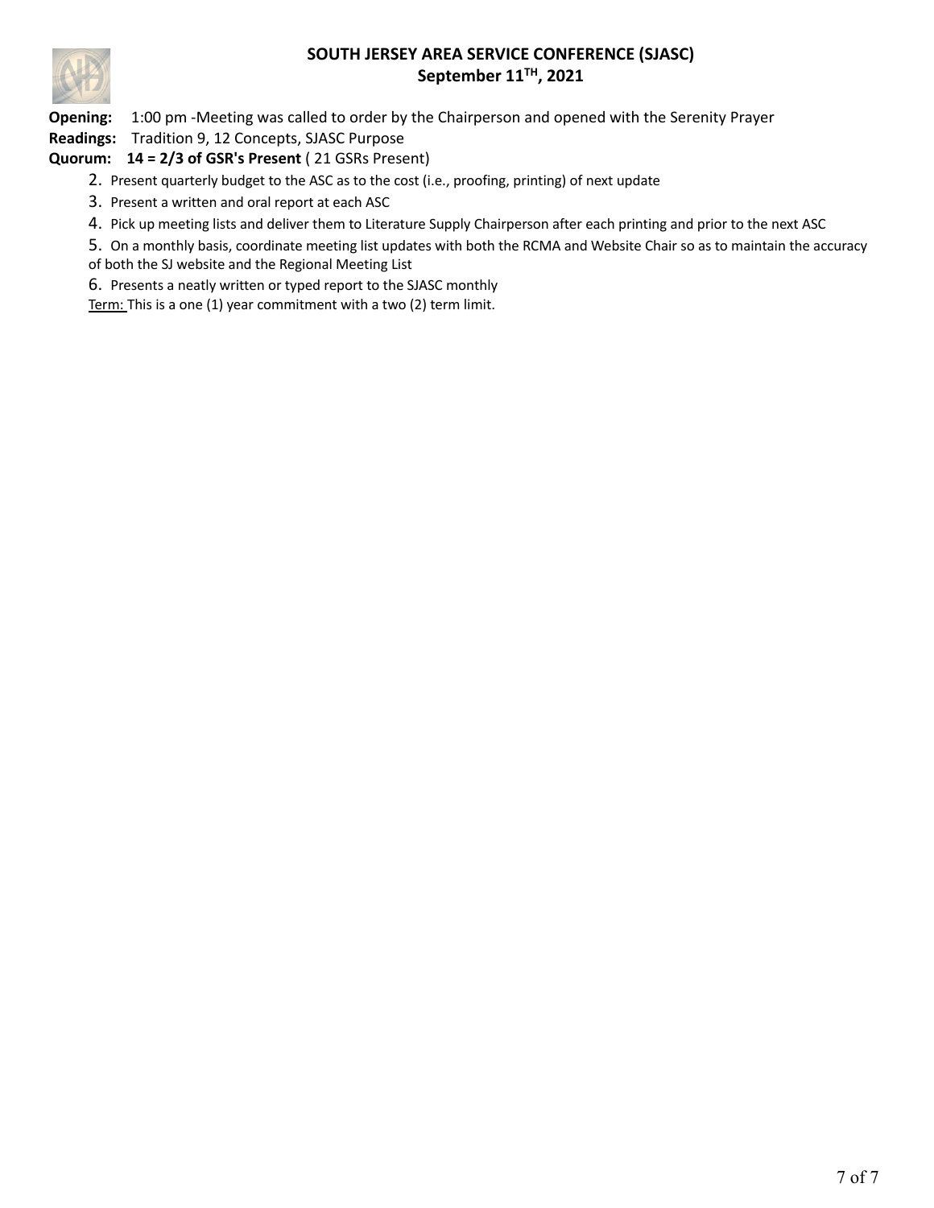**SOUTH JERSEY AREA SERVICE CONFERENCE (SJASC)**
**September 11TH, 2021**

**Opening:** 1:00 pm -Meeting was called to order by the Chairperson and opened with the Serenity Prayer

**Readings:** Tradition 9, 12 Concepts, SJASC Purpose

**Quorum:** **14 = 2/3 of GSR's Present** ( 21 GSRs Present)

2. Present quarterly budget to the ASC as to the cost (i.e., proofing, printing) of next update
3. Present a written and oral report at each ASC
4. Pick up meeting lists and deliver them to Literature Supply Chairperson after each printing and prior to the next ASC
5. On a monthly basis, coordinate meeting list updates with both the RCMA and Website Chair so as to maintain the accuracy of both the SJ website and the Regional Meeting List
6. Presents a neatly written or typed report to the SJASC monthly

<u>Term:</u> This is a one (1) year commitment with a two (2) term limit.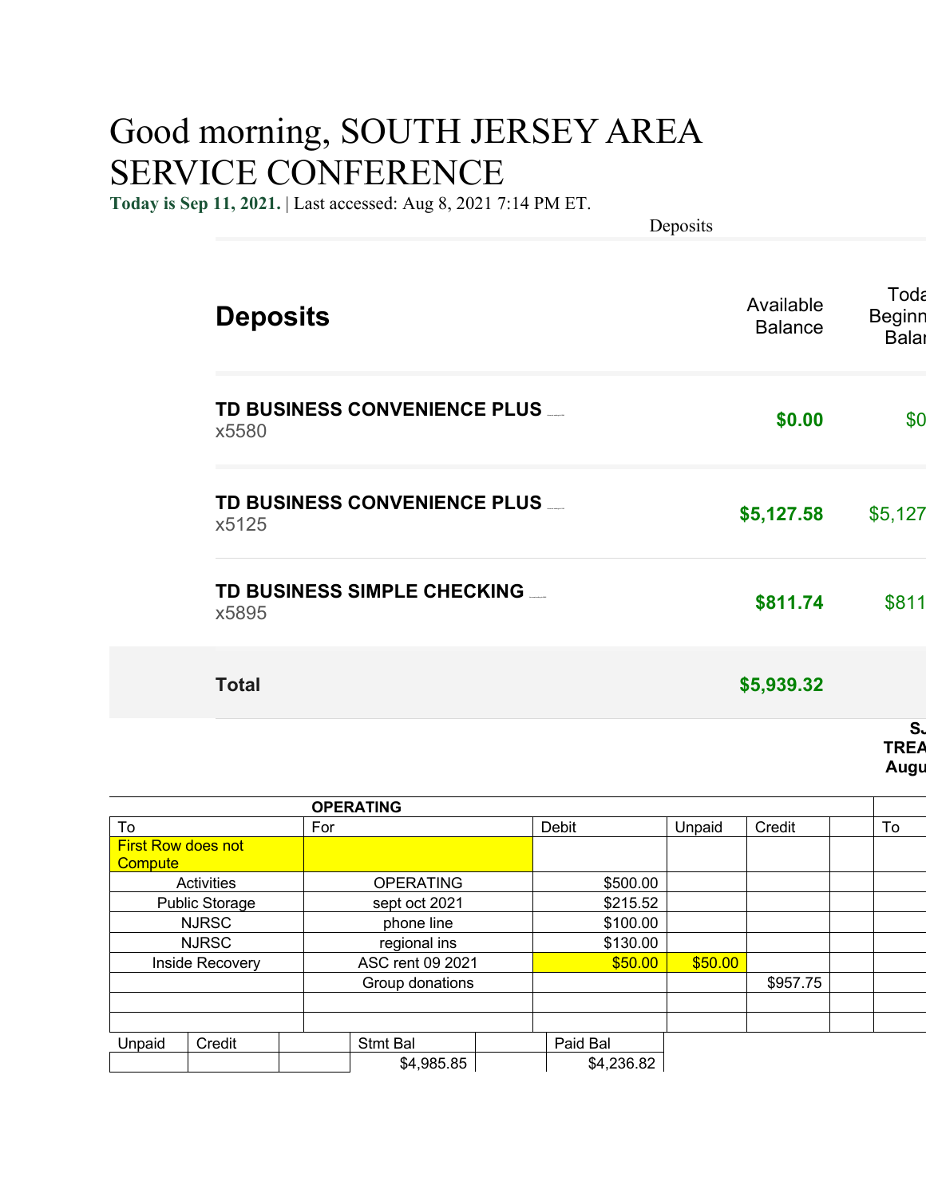# Good morning, SOUTH JERSEY AREA SERVICE CONFERENCE

**Today is Sep 11, 2021.** | Last accessed: Aug 8, 2021 7:14 PM ET.

Deposits

## Deposits

| | Available Balance | Toda Beginn Balar |
|---|---|---|
| **TD BUSINESS CONVENIENCE PLUS** x5580 | **$0.00** | $0 |
| **TD BUSINESS CONVENIENCE PLUS** x5125 | **$5,127.58** | $5,127 |
| **TD BUSINESS SIMPLE CHECKING** x5895 | **$811.74** | $811 |
| **Total** | **$5,939.32** | |

**SJ TREA Augu**

| OPERATING | | | | | | |
|---|---|---|---|---|---|---|
| To | For | Debit | Unpaid | Credit | | To |
| First Row does not Compute | | | | | | |
| Activities | OPERATING | $500.00 | | | | |
| Public Storage | sept oct 2021 | $215.52 | | | | |
| NJRSC | phone line | $100.00 | | | | |
| NJRSC | regional ins | $130.00 | | | | |
| Inside Recovery | ASC rent 09 2021 | $50.00 | $50.00 | | | |
| | Group donations | | | $957.75 | | |
| | | | | | | |
| | | | | | | |

| Unpaid | Credit | | Stmt Bal | | Paid Bal |
|---|---|---|---|---|---|
| | | | $4,985.85 | | $4,236.82 |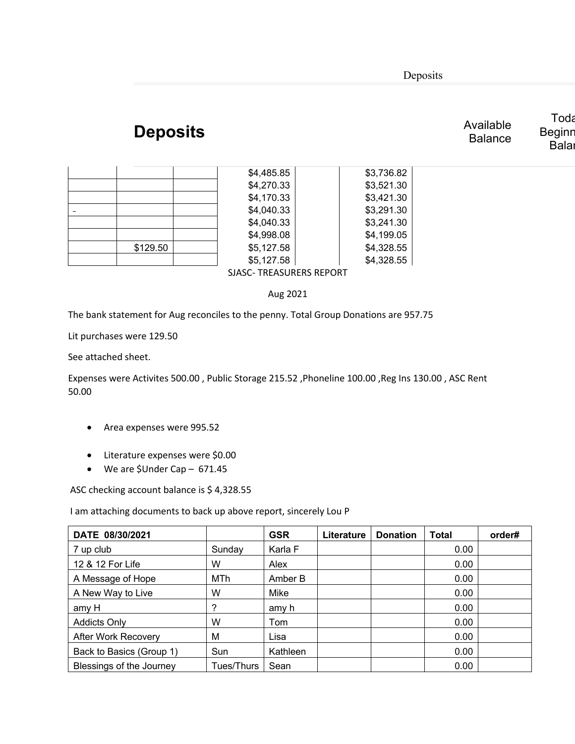Deposits

## Deposits

Available Balance

Toda Beginn Balar

| | | | | | |
|---|---|---|---|---|---|
| | | | $4,485.85 | | $3,736.82 |
| | | | $4,270.33 | | $3,521.30 |
| | | | $4,170.33 | | $3,421.30 |
| - | | | $4,040.33 | | $3,291.30 |
| | | | $4,040.33 | | $3,241.30 |
| | | | $4,998.08 | | $4,199.05 |
| | $129.50 | | $5,127.58 | | $4,328.55 |
| | | | $5,127.58 | | $4,328.55 |

SJASC- TREASURERS REPORT

Aug 2021

The bank statement for Aug reconciles to the penny. Total Group Donations are 957.75

Lit purchases were 129.50

See attached sheet.

Expenses were Activites 500.00 , Public Storage 215.52 ,Phoneline 100.00 ,Reg Ins 130.00 , ASC Rent 50.00

- Area expenses were 995.52
- Literature expenses were $0.00
- We are $Under Cap – 671.45

ASC checking account balance is $ 4,328.55

I am attaching documents to back up above report, sincerely Lou P

| DATE 08/30/2021 | | GSR | Literature | Donation | Total | order# |
|---|---|---|---|---|---|---|
| 7 up club | Sunday | Karla F | | | 0.00 | |
| 12 & 12 For Life | W | Alex | | | 0.00 | |
| A Message of Hope | MTh | Amber B | | | 0.00 | |
| A New Way to Live | W | Mike | | | 0.00 | |
| amy H | ? | amy h | | | 0.00 | |
| Addicts Only | W | Tom | | | 0.00 | |
| After Work Recovery | M | Lisa | | | 0.00 | |
| Back to Basics (Group 1) | Sun | Kathleen | | | 0.00 | |
| Blessings of the Journey | Tues/Thurs | Sean | | | 0.00 | |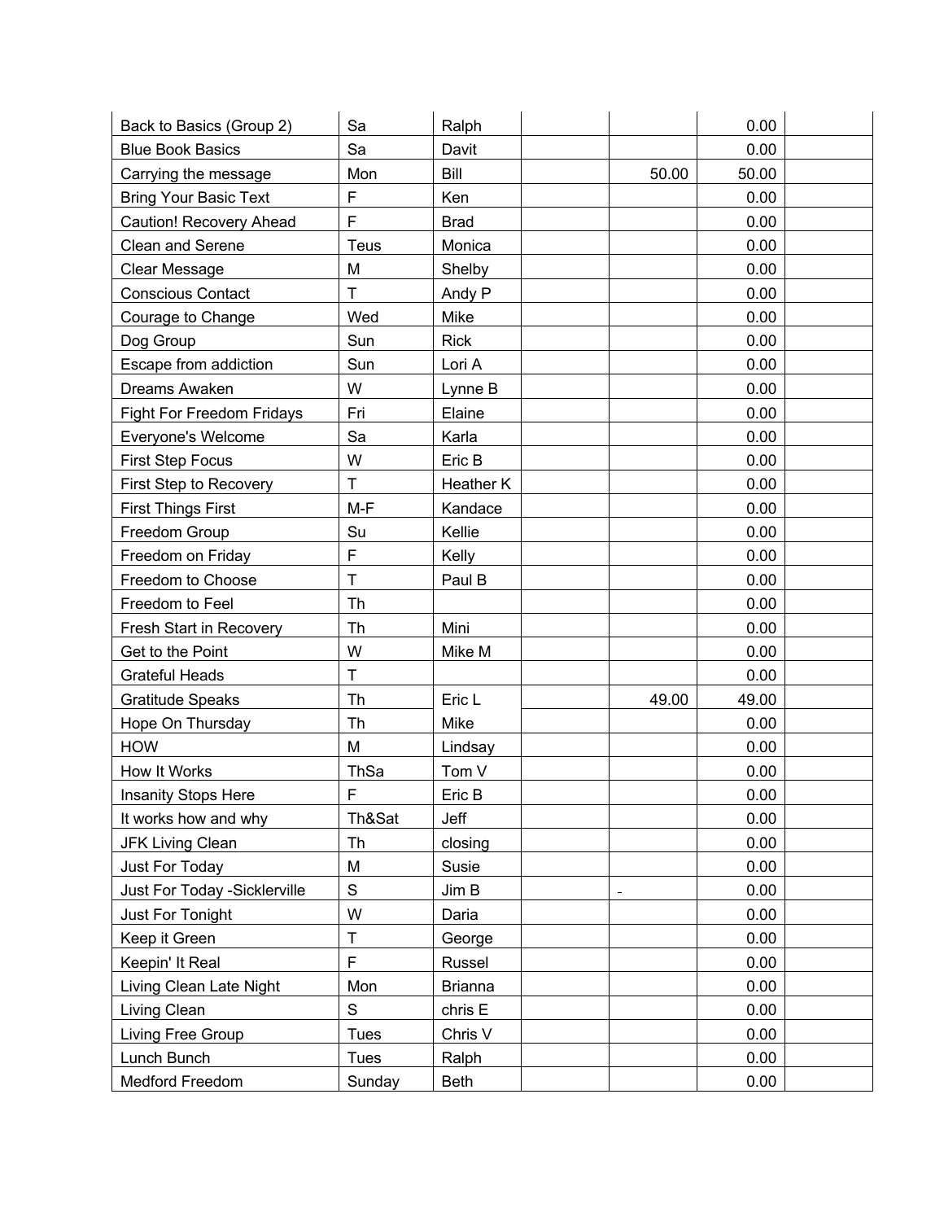| | | | | | | |
|---|---|---|---|---|---|---|
| Back to Basics (Group 2) | Sa | Ralph | | | 0.00 | |
| Blue Book Basics | Sa | Davit | | | 0.00 | |
| Carrying the message | Mon | Bill | | 50.00 | 50.00 | |
| Bring Your Basic Text | F | Ken | | | 0.00 | |
| Caution! Recovery Ahead | F | Brad | | | 0.00 | |
| Clean and Serene | Teus | Monica | | | 0.00 | |
| Clear Message | M | Shelby | | | 0.00 | |
| Conscious Contact | T | Andy P | | | 0.00 | |
| Courage to Change | Wed | Mike | | | 0.00 | |
| Dog Group | Sun | Rick | | | 0.00 | |
| Escape from addiction | Sun | Lori A | | | 0.00 | |
| Dreams Awaken | W | Lynne B | | | 0.00 | |
| Fight For Freedom Fridays | Fri | Elaine | | | 0.00 | |
| Everyone's Welcome | Sa | Karla | | | 0.00 | |
| First Step Focus | W | Eric B | | | 0.00 | |
| First Step to Recovery | T | Heather K | | | 0.00 | |
| First Things First | M-F | Kandace | | | 0.00 | |
| Freedom Group | Su | Kellie | | | 0.00 | |
| Freedom on Friday | F | Kelly | | | 0.00 | |
| Freedom to Choose | T | Paul B | | | 0.00 | |
| Freedom to Feel | Th | | | | 0.00 | |
| Fresh Start in Recovery | Th | Mini | | | 0.00 | |
| Get to the Point | W | Mike M | | | 0.00 | |
| Grateful Heads | T | | | | 0.00 | |
| Gratitude Speaks | Th | Eric L | | 49.00 | 49.00 | |
| Hope On Thursday | Th | Mike | | | 0.00 | |
| HOW | M | Lindsay | | | 0.00 | |
| How It Works | ThSa | Tom V | | | 0.00 | |
| Insanity Stops Here | F | Eric B | | | 0.00 | |
| It works how and why | Th&Sat | Jeff | | | 0.00 | |
| JFK Living Clean | Th | closing | | | 0.00 | |
| Just For Today | M | Susie | | | 0.00 | |
| Just For Today -Sicklerville | S | Jim B | | - | 0.00 | |
| Just For Tonight | W | Daria | | | 0.00 | |
| Keep it Green | T | George | | | 0.00 | |
| Keepin' It Real | F | Russel | | | 0.00 | |
| Living Clean Late Night | Mon | Brianna | | | 0.00 | |
| Living Clean | S | chris E | | | 0.00 | |
| Living Free Group | Tues | Chris V | | | 0.00 | |
| Lunch Bunch | Tues | Ralph | | | 0.00 | |
| Medford Freedom | Sunday | Beth | | | 0.00 | |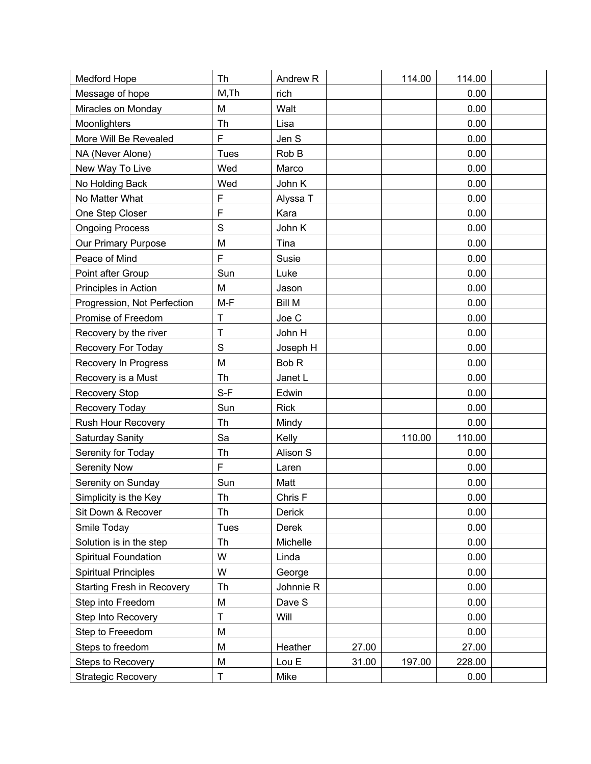| | | | | | | |
|---|---|---|---|---|---|---|
| Medford Hope | Th | Andrew R | | 114.00 | 114.00 | |
| Message of hope | M,Th | rich | | | 0.00 | |
| Miracles on Monday | M | Walt | | | 0.00 | |
| Moonlighters | Th | Lisa | | | 0.00 | |
| More Will Be Revealed | F | Jen S | | | 0.00 | |
| NA (Never Alone) | Tues | Rob B | | | 0.00 | |
| New Way To Live | Wed | Marco | | | 0.00 | |
| No Holding Back | Wed | John K | | | 0.00 | |
| No Matter What | F | Alyssa T | | | 0.00 | |
| One Step Closer | F | Kara | | | 0.00 | |
| Ongoing Process | S | John K | | | 0.00 | |
| Our Primary Purpose | M | Tina | | | 0.00 | |
| Peace of Mind | F | Susie | | | 0.00 | |
| Point after Group | Sun | Luke | | | 0.00 | |
| Principles in Action | M | Jason | | | 0.00 | |
| Progression, Not Perfection | M-F | Bill M | | | 0.00 | |
| Promise of Freedom | T | Joe C | | | 0.00 | |
| Recovery by the river | T | John H | | | 0.00 | |
| Recovery For Today | S | Joseph H | | | 0.00 | |
| Recovery In Progress | M | Bob R | | | 0.00 | |
| Recovery is a Must | Th | Janet L | | | 0.00 | |
| Recovery Stop | S-F | Edwin | | | 0.00 | |
| Recovery Today | Sun | Rick | | | 0.00 | |
| Rush Hour Recovery | Th | Mindy | | | 0.00 | |
| Saturday Sanity | Sa | Kelly | | 110.00 | 110.00 | |
| Serenity for Today | Th | Alison S | | | 0.00 | |
| Serenity Now | F | Laren | | | 0.00 | |
| Serenity on Sunday | Sun | Matt | | | 0.00 | |
| Simplicity is the Key | Th | Chris F | | | 0.00 | |
| Sit Down & Recover | Th | Derick | | | 0.00 | |
| Smile Today | Tues | Derek | | | 0.00 | |
| Solution is in the step | Th | Michelle | | | 0.00 | |
| Spiritual Foundation | W | Linda | | | 0.00 | |
| Spiritual Principles | W | George | | | 0.00 | |
| Starting Fresh in Recovery | Th | Johnnie R | | | 0.00 | |
| Step into Freedom | M | Dave S | | | 0.00 | |
| Step Into Recovery | T | Will | | | 0.00 | |
| Step to Freeedom | M | | | | 0.00 | |
| Steps to freedom | M | Heather | 27.00 | | 27.00 | |
| Steps to Recovery | M | Lou E | 31.00 | 197.00 | 228.00 | |
| Strategic Recovery | T | Mike | | | 0.00 | |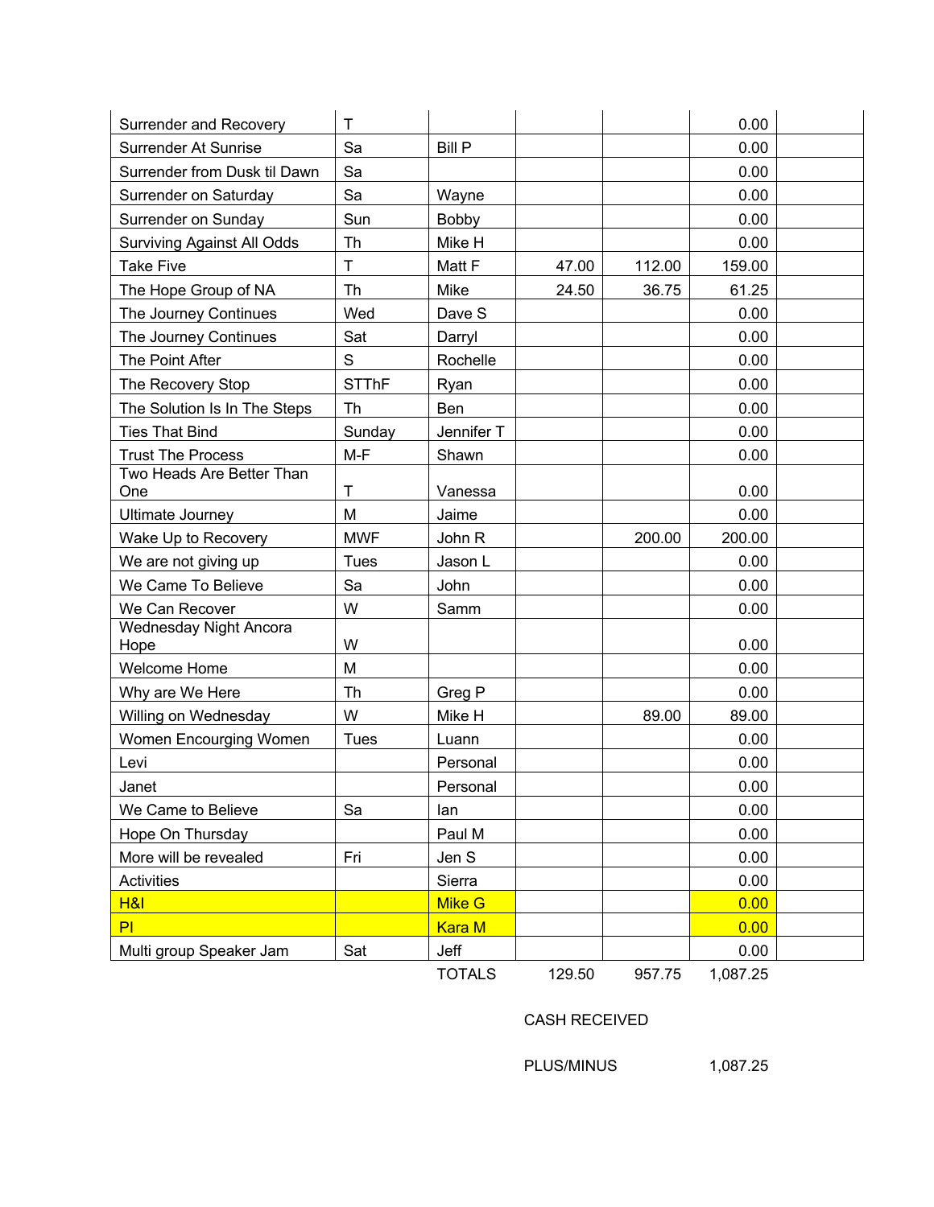| | | | | | | |
|---|---|---|---|---|---|---|
| Surrender and Recovery | T | | | | 0.00 | |
| Surrender At Sunrise | Sa | Bill P | | | 0.00 | |
| Surrender from Dusk til Dawn | Sa | | | | 0.00 | |
| Surrender on Saturday | Sa | Wayne | | | 0.00 | |
| Surrender on Sunday | Sun | Bobby | | | 0.00 | |
| Surviving Against All Odds | Th | Mike H | | | 0.00 | |
| Take Five | T | Matt F | 47.00 | 112.00 | 159.00 | |
| The Hope Group of NA | Th | Mike | 24.50 | 36.75 | 61.25 | |
| The Journey Continues | Wed | Dave S | | | 0.00 | |
| The Journey Continues | Sat | Darryl | | | 0.00 | |
| The Point After | S | Rochelle | | | 0.00 | |
| The Recovery Stop | STThF | Ryan | | | 0.00 | |
| The Solution Is In The Steps | Th | Ben | | | 0.00 | |
| Ties That Bind | Sunday | Jennifer T | | | 0.00 | |
| Trust The Process | M-F | Shawn | | | 0.00 | |
| Two Heads Are Better Than One | T | Vanessa | | | 0.00 | |
| Ultimate Journey | M | Jaime | | | 0.00 | |
| Wake Up to Recovery | MWF | John R | | 200.00 | 200.00 | |
| We are not giving up | Tues | Jason L | | | 0.00 | |
| We Came To Believe | Sa | John | | | 0.00 | |
| We Can Recover | W | Samm | | | 0.00 | |
| Wednesday Night Ancora Hope | W | | | | 0.00 | |
| Welcome Home | M | | | | 0.00 | |
| Why are We Here | Th | Greg P | | | 0.00 | |
| Willing on Wednesday | W | Mike H | | 89.00 | 89.00 | |
| Women Encourging Women | Tues | Luann | | | 0.00 | |
| Levi | | Personal | | | 0.00 | |
| Janet | | Personal | | | 0.00 | |
| We Came to Believe | Sa | Ian | | | 0.00 | |
| Hope On Thursday | | Paul M | | | 0.00 | |
| More will be revealed | Fri | Jen S | | | 0.00 | |
| Activities | | Sierra | | | 0.00 | |
| H&I | | Mike G | | | 0.00 | |
| PI | | Kara M | | | 0.00 | |
| Multi group Speaker Jam | Sat | Jeff | | | 0.00 | |
| | | TOTALS | 129.50 | 957.75 | 1,087.25 | |

CASH RECEIVED

PLUS/MINUS 1,087.25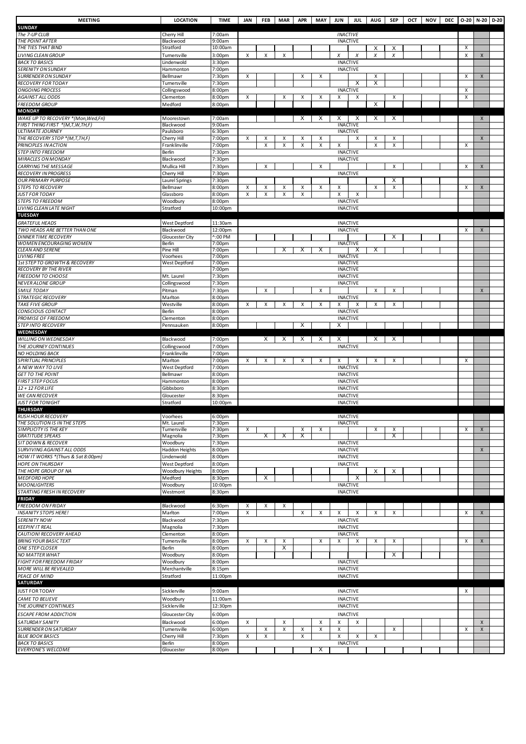| MEETING | LOCATION | TIME | JAN | FEB | MAR | APR | MAY | JUN | JUL | AUG | SEP | OCT | NOV | DEC | O-20 | N-20 | D-20 |
|---|---|---|---|---|---|---|---|---|---|---|---|---|---|---|---|---|---|
| **SUNDAY** | | | | | | | | | | | | | | | | | |
| *The 7-UP CLUB* | Cherry Hill | 7:00am | | | | | | INACTIVE | | | | | | | | | |
| *THE POINT AFTER* | Blackwood | 9:00am | | | | | | INACTIVE | | | | | | | | | |
| *THE TIES THAT BIND* | Stratford | 10:00am | | | | | | | | X | X | | | | X | | |
| *LIVING CLEAN GROUP* | Turnersville | 3:00pm | X | X | X | | | X | X | X | X | | | | X | X | |
| *BACK TO BASICS* | Lindenwold | 3:30pm | | | | | | INACTIVE | | | | | | | | | |
| *SERENITY ON SUNDAY* | Hammonton | 7:00pm | | | | | | INACTIVE | | | | | | | | | |
| *SURRENDER ON SUNDAY* | Bellmawr | 7:30pm | X | | | X | X | | | X | | | | | X | X | |
| *RECOVERY FOR TODAY* | Turnersville | 7:30pm | | | | | | | X | X | | | | | | | |
| *ONGOING PROCESS* | Collingswood | 8:00pm | | | | | | INACTIVE | | | | | | | X | | |
| *AGAINST ALL ODDS* | Clementon | 8:00pm | X | | X | X | X | X | X | | X | | | | X | | |
| *FREEDOM GROUP* | Medford | 8:00pm | | | | | | | | X | | | | | | | |
| **MONDAY** | | | | | | | | | | | | | | | | | |
| *WAKE UP TO RECOVERY *(Mon,Wed,Fri)* | Moorestown | 7:00am | | | | X | X | X | X | X | X | | | | | X | |
| *FIRST THING FIRST *(M,T,W,TH,F)* | Blackwood | 9:00am | | | | | | INACTIVE | | | | | | | | | |
| *ULTIMATE JOURNEY* | Paulsboro | 6:30pm | | | | | | INACTIVE | | | | | | | | | |
| *THE RECOVERY STOP *(M,T,TH,F)* | Cherry Hill | 7:00pm | X | X | X | X | X | | X | X | X | | | | | X | |
| *PRINCIPLES IN ACTION* | Franklinville | 7:00pm | | X | X | X | X | X | | X | X | | | | X | | |
| *STEP INTO FREEDOM* | Berlin | 7:30pm | | | | | | INACTIVE | | | | | | | | | |
| *MIRACLES ON MONDAY* | Blackwood | 7:30pm | | | | | | INACTIVE | | | | | | | | | |
| *CARRYING THE MESSAGE* | Mullica Hill | 7:30pm | | X | | | X | | | | X | | | | X | X | |
| *RECOVERY IN PROGRESS* | Cherry Hill | 7:30pm | | | | | | INACTIVE | | | | | | | | | |
| *OUR PRIMARY PURPOSE* | Laurel Springs | 7:30pm | | | | | | | | | X | | | | | | |
| *STEPS TO RECOVERY* | Bellmawr | 8:00pm | X | X | X | X | X | X | | X | X | | | | X | X | |
| *JUST FOR TODAY* | Glassboro | 8:00pm | X | X | X | X | | X | X | | | | | | | | |
| *STEPS TO FREEDOM* | Woodbury | 8:00pm | | | | | | INACTIVE | | | | | | | | | |
| *LIVING CLEAN LATE NIGHT* | Stratford | 10:00pm | | | | | | INACTIVE | | | | | | | | | |
| **TUESDAY** | | | | | | | | | | | | | | | | | |
| *GRATEFUL HEADS* | West Deptford | 11:30am | | | | | | INACTIVE | | | | | | | | | |
| *TWO HEADS ARE BETTER THAN ONE* | Blackwood | 12:00pm | | | | | | INACTIVE | | | | | | | X | X | |
| *DINNER TIME RECOVERY* | Gloucester City | ^:00 PM | | | | | | | | | X | | | | | | |
| *WOMEN ENCOURAGING WOMEN* | Berlin | 7:00pm | | | | | | INACTIVE | | | | | | | | | |
| *CLEAN AND SERENE* | Pine Hill | 7:00pm | | | X | X | X | | X | X | | | | | | | |
| *LIVING FREE* | Voorhees | 7:00pm | | | | | | INACTIVE | | | | | | | | | |
| *1st STEP TO GROWTH & RECOVERY* | West Deptford | 7:00pm | | | | | | INACTIVE | | | | | | | | | |
| *RECOVERY BY THE RIVER* | | 7:00pm | | | | | | INACTIVE | | | | | | | | | |
| *FREEDOM TO CHOOSE* | Mt. Laurel | 7:30pm | | | | | | INACTIVE | | | | | | | | | |
| *NEVER ALONE GROUP* | Collingswood | 7:30pm | | | | | | INACTIVE | | | | | | | | | |
| *SMILE TODAY* | Pitman | 7:30pm | | X | | | X | | | X | X | | | | | X | |
| *STRATEGIC RECOVERY* | Marlton | 8:00pm | | | | | | INACTIVE | | | | | | | | | |
| *TAKE FIVE GROUP* | Westville | 8:00pm | X | X | X | X | X | X | X | X | X | | | | | | |
| *CONSCIOUS CONTACT* | Berlin | 8:00pm | | | | | | INACTIVE | | | | | | | | | |
| *PROMISE OF FREEDOM* | Clementon | 8:00pm | | | | | | INACTIVE | | | | | | | | | |
| *STEP INTO RECOVERY* | Pennsauken | 8:00pm | | | | X | | X | | | | | | | | | |
| **WEDNESDAY** | | | | | | | | | | | | | | | | | |
| *WILLING ON WEDNESDAY* | Blackwood | 7:00pm | | X | X | X | X | X | | X | X | | | | | | |
| *THE JOURNEY CONTINUES* | Collingswood | 7:00pm | | | | | | INACTIVE | | | | | | | | | |
| *NO HOLDING BACK* | Franklinville | 7:00pm | | | | | | | | | | | | | | | |
| *SPIRITUAL PRINCIPLES* | Marlton | 7:00pm | X | X | X | X | X | X | X | X | X | | | | X | | |
| *A NEW WAY TO LIVE* | West Deptford | 7:00pm | | | | | | INACTIVE | | | | | | | | | |
| *GET TO THE POINT* | Bellmawr | 8:00pm | | | | | | INACTIVE | | | | | | | | | |
| *FIRST STEP FOCUS* | Hammonton | 8:00pm | | | | | | INACTIVE | | | | | | | | | |
| *12 + 12 FOR LIFE* | Gibbsboro | 8:30pm | | | | | | INACTIVE | | | | | | | | | |
| *WE CAN RECOVER* | Gloucester | 8:30pm | | | | | | INACTIVE | | | | | | | | | |
| *JUST FOR TONIGHT* | Stratford | 10:00pm | | | | | | INACTIVE | | | | | | | | | |
| **THURSDAY** | | | | | | | | | | | | | | | | | |
| *RUSH HOUR RECOVERY* | Voorhees | 6:00pm | | | | | | INACTIVE | | | | | | | | | |
| *THE SOLUTION IS IN THE STEPS* | Mt. Laurel | 7:30pm | | | | | | INACTIVE | | | | | | | | | |
| *SIMPLICITY IS THE KEY* | Turnersville | 7:30pm | X | | | X | X | | | X | X | | | | X | X | |
| *GRATITUDE SPEAKS* | Magnolia | 7:30pm | | X | X | X | | | | | X | | | | | | |
| *SIT DOWN & RECOVER* | Woodbury | 7:30pm | | | | | | INACTIVE | | | | | | | | | |
| *SURVIVING AGAINST ALL ODDS* | Haddon Heights | 8:00pm | | | | | | INACTIVE | | | | | | | | X | |
| *HOW IT WORKS *(Thurs & Sat 8:00pm)* | Lindenwold | 8:00pm | | | | | | INACTIVE | | | | | | | | | |
| *HOPE ON THURSDAY* | West Deptford | 8:00pm | | | | | | INACTIVE | | | | | | | | | |
| *THE HOPE GROUP OF NA* | Woodbury Heights | 8:00pm | | | | | | | | X | X | | | | | | |
| *MEDFORD HOPE* | Medford | 8:30pm | | X | | | | | X | | | | | | | | |
| *MOONLIGHTERS* | Woodbury | 10:00pm | | | | | | INACTIVE | | | | | | | | | |
| *STARTING FRESH IN RECOVERY* | Westmont | 8:30pm | | | | | | INACTIVE | | | | | | | | | |
| **FRIDAY** | | | | | | | | | | | | | | | | | |
| *FREEDOM ON FRIDAY* | Blackwood | 6:30pm | X | X | X | | | | | | | | | | | | |
| *INSANITY STOPS HERE!* | Marlton | 7:00pm | X | | | X | X | X | X | X | X | | | | X | X | |
| *SERENITY NOW* | Blackwood | 7:30pm | | | | | | INACTIVE | | | | | | | | | |
| *KEEPIN' IT REAL* | Magnolia | 7:30pm | | | | | | INACTIVE | | | | | | | | | |
| *CAUTION! RECOVERY AHEAD* | Clementon | 8:00pm | | | | | | INACTIVE | | | | | | | | | |
| *BRING YOUR BASIC TEXT* | Turnersville | 8:00pm | X | X | X | | X | X | X | X | X | | | | X | X | |
| *ONE STEP CLOSER* | Berlin | 8:00pm | | | X | | | | | | | | | | | | |
| *NO MATTER WHAT* | Woodbury | 8:00pm | | | | | | | | | X | | | | | | |
| *FIGHT FOR FREEDOM FRIDAY* | Woodbury | 8:00pm | | | | | | INACTIVE | | | | | | | | | |
| *MORE WILL BE REVEALED* | Merchantville | 8:15pm | | | | | | INACTIVE | | | | | | | | | |
| *PEACE OF MIND* | Stratford | 11:00pm | | | | | | INACTIVE | | | | | | | | | |
| **SATURDAY** | | | | | | | | | | | | | | | | | |
| JUST FOR TODAY | Sicklerville | 9:00am | | | | | | INACTIVE | | | | | | | X | | |
| *CAME TO BELIEVE* | Woodbury | 11:00am | | | | | | INACTIVE | | | | | | | | | |
| *THE JOURNEY CONTINUES* | Sicklerville | 12:30pm | | | | | | INACTIVE | | | | | | | | | |
| *ESCAPE FROM ADDICTION* | Gloucester City | 6:00pm | | | | | | INACTIVE | | | | | | | | | |
| *SATURDAY SANITY* | Blackwood | 6:00pm | X | | X | | X | X | X | | | | | | | X | |
| *SURRENDER ON SATURDAY* | Turnersville | 6:00pm | | X | X | X | X | X | | | X | | | | X | X | |
| *BLUE BOOK BASICS* | Cherry Hill | 7:30pm | X | X | | X | | X | X | X | | | | | | | |
| *BACK TO BASICS* | Berlin | 8:00pm | | | | | | INACTIVE | | | | | | | | | |
| *EVERYONE'S WELCOME* | Gloucester | 8:00pm | | | | | X | | | | | | | | | | |